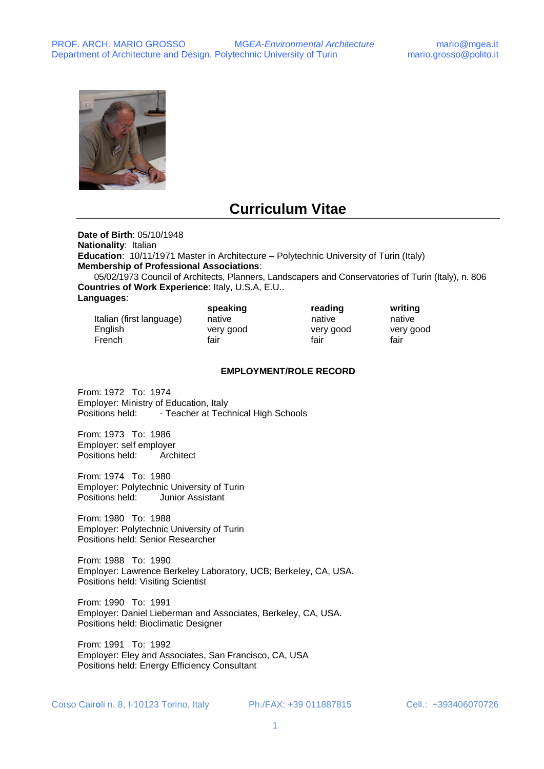# Curriculum Vitae

**Date of Birth**: 05/10/1948
**Nationality**: Italian
**Education**: 10/11/1971 Master in Architecture – Polytechnic University of Turin (Italy)
**Membership of Professional Associations**:
05/02/1973 Council of Architects, Planners, Landscapers and Conservatories of Turin (Italy), n. 806
**Countries of Work Experience**: Italy, U.S.A, E.U..
**Languages**:

| | speaking | reading | writing |
|---|---|---|---|
| Italian (first language) | native | native | native |
| English | very good | very good | very good |
| French | fair | fair | fair |

## EMPLOYMENT/ROLE RECORD

From: 1972 To: 1974
Employer: Ministry of Education, Italy
Positions held: - Teacher at Technical High Schools

From: 1973 To: 1986
Employer: self employer
Positions held: Architect

From: 1974 To: 1980
Employer: Polytechnic University of Turin
Positions held: Junior Assistant

From: 1980 To: 1988
Employer: Polytechnic University of Turin
Positions held: Senior Researcher

From: 1988 To: 1990
Employer: Lawrence Berkeley Laboratory, UCB; Berkeley, CA, USA.
Positions held: Visiting Scientist

From: 1990 To: 1991
Employer: Daniel Lieberman and Associates, Berkeley, CA, USA.
Positions held: Bioclimatic Designer

From: 1991 To: 1992
Employer: Eley and Associates, San Francisco, CA, USA
Positions held: Energy Efficiency Consultant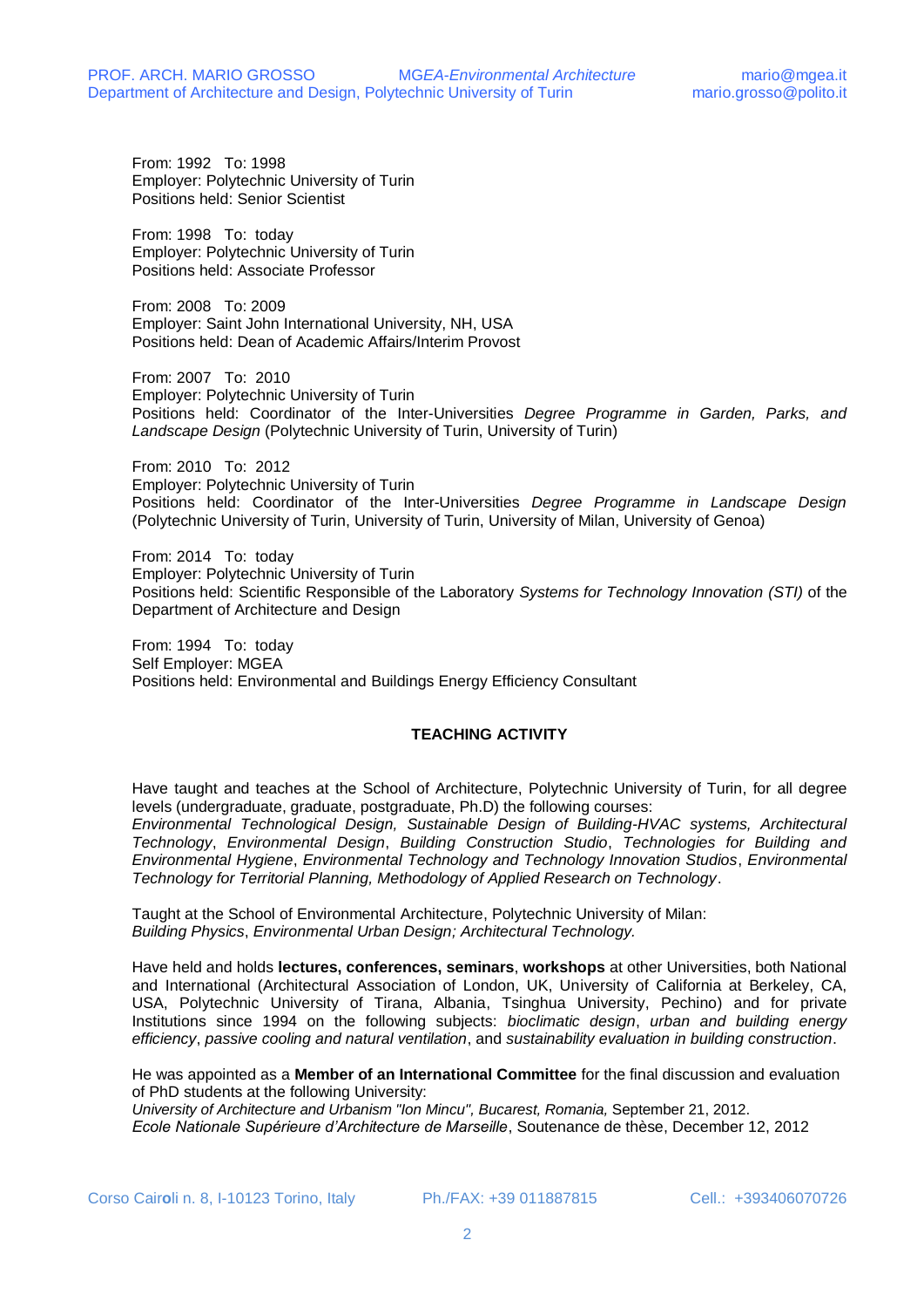From: 1992 To: 1998
Employer: Polytechnic University of Turin
Positions held: Senior Scientist

From: 1998 To: today
Employer: Polytechnic University of Turin
Positions held: Associate Professor

From: 2008 To: 2009
Employer: Saint John International University, NH, USA
Positions held: Dean of Academic Affairs/Interim Provost

From: 2007 To: 2010
Employer: Polytechnic University of Turin
Positions held: Coordinator of the Inter-Universities *Degree Programme in Garden, Parks, and Landscape Design* (Polytechnic University of Turin, University of Turin)

From: 2010 To: 2012
Employer: Polytechnic University of Turin
Positions held: Coordinator of the Inter-Universities *Degree Programme in Landscape Design* (Polytechnic University of Turin, University of Turin, University of Milan, University of Genoa)

From: 2014 To: today
Employer: Polytechnic University of Turin
Positions held: Scientific Responsible of the Laboratory *Systems for Technology Innovation (STI)* of the Department of Architecture and Design

From: 1994 To: today
Self Employer: MGEA
Positions held: Environmental and Buildings Energy Efficiency Consultant

## TEACHING ACTIVITY

Have taught and teaches at the School of Architecture, Polytechnic University of Turin, for all degree levels (undergraduate, graduate, postgraduate, Ph.D) the following courses:
*Environmental Technological Design, Sustainable Design of Building-HVAC systems, Architectural Technology*, *Environmental Design*, *Building Construction Studio*, *Technologies for Building and Environmental Hygiene*, *Environmental Technology and Technology Innovation Studios*, *Environmental Technology for Territorial Planning, Methodology of Applied Research on Technology*.

Taught at the School of Environmental Architecture, Polytechnic University of Milan:
*Building Physics*, *Environmental Urban Design; Architectural Technology.*

Have held and holds **lectures, conferences, seminars**, **workshops** at other Universities, both National and International (Architectural Association of London, UK, University of California at Berkeley, CA, USA, Polytechnic University of Tirana, Albania, Tsinghua University, Pechino) and for private Institutions since 1994 on the following subjects: *bioclimatic design*, *urban and building energy efficiency*, *passive cooling and natural ventilation*, and *sustainability evaluation in building construction*.

He was appointed as a **Member of an International Committee** for the final discussion and evaluation of PhD students at the following University:
*University of Architecture and Urbanism "Ion Mincu", Bucarest, Romania,* September 21, 2012.
*Ecole Nationale Supérieure d'Architecture de Marseille*, Soutenance de thèse, December 12, 2012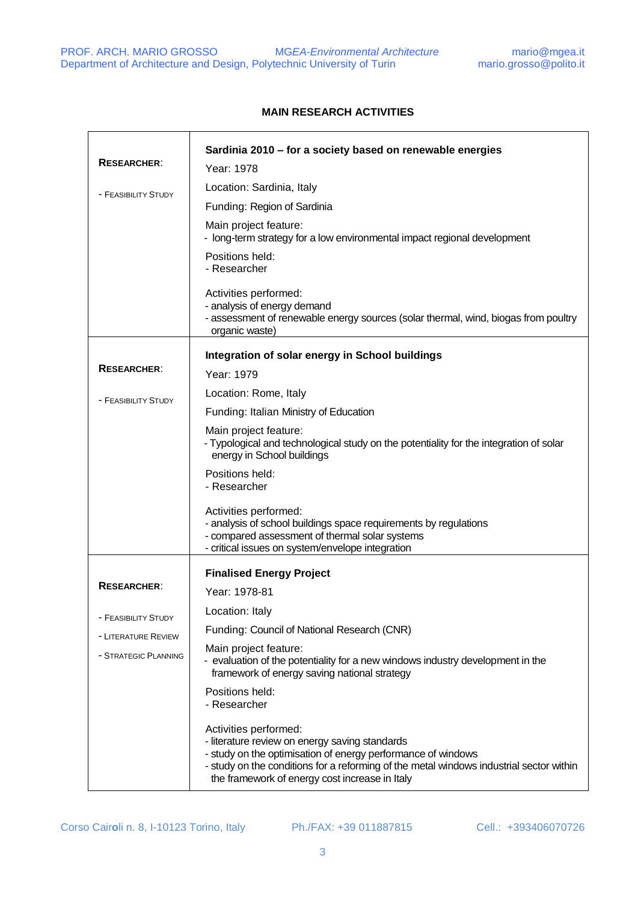## MAIN RESEARCH ACTIVITIES

| | |
|---|---|
| **RESEARCHER**:<br><br>- FEASIBILITY STUDY | **Sardinia 2010 – for a society based on renewable energies**<br>Year: 1978<br>Location: Sardinia, Italy<br>Funding: Region of Sardinia<br>Main project feature:<br>- long-term strategy for a low environmental impact regional development<br>Positions held:<br>- Researcher<br>Activities performed:<br>- analysis of energy demand<br>- assessment of renewable energy sources (solar thermal, wind, biogas from poultry organic waste) |
| **RESEARCHER**:<br><br>- FEASIBILITY STUDY | **Integration of solar energy in School buildings**<br>Year: 1979<br>Location: Rome, Italy<br>Funding: Italian Ministry of Education<br>Main project feature:<br>- Typological and technological study on the potentiality for the integration of solar energy in School buildings<br>Positions held:<br>- Researcher<br>Activities performed:<br>- analysis of school buildings space requirements by regulations<br>- compared assessment of thermal solar systems<br>- critical issues on system/envelope integration |
| **RESEARCHER**:<br><br>- FEASIBILITY STUDY<br>- LITERATURE REVIEW<br>- STRATEGIC PLANNING | **Finalised Energy Project**<br>Year: 1978-81<br>Location: Italy<br>Funding: Council of National Research (CNR)<br>Main project feature:<br>- evaluation of the potentiality for a new windows industry development in the framework of energy saving national strategy<br>Positions held:<br>- Researcher<br>Activities performed:<br>- literature review on energy saving standards<br>- study on the optimisation of energy performance of windows<br>- study on the conditions for a reforming of the metal windows industrial sector within the framework of energy cost increase in Italy |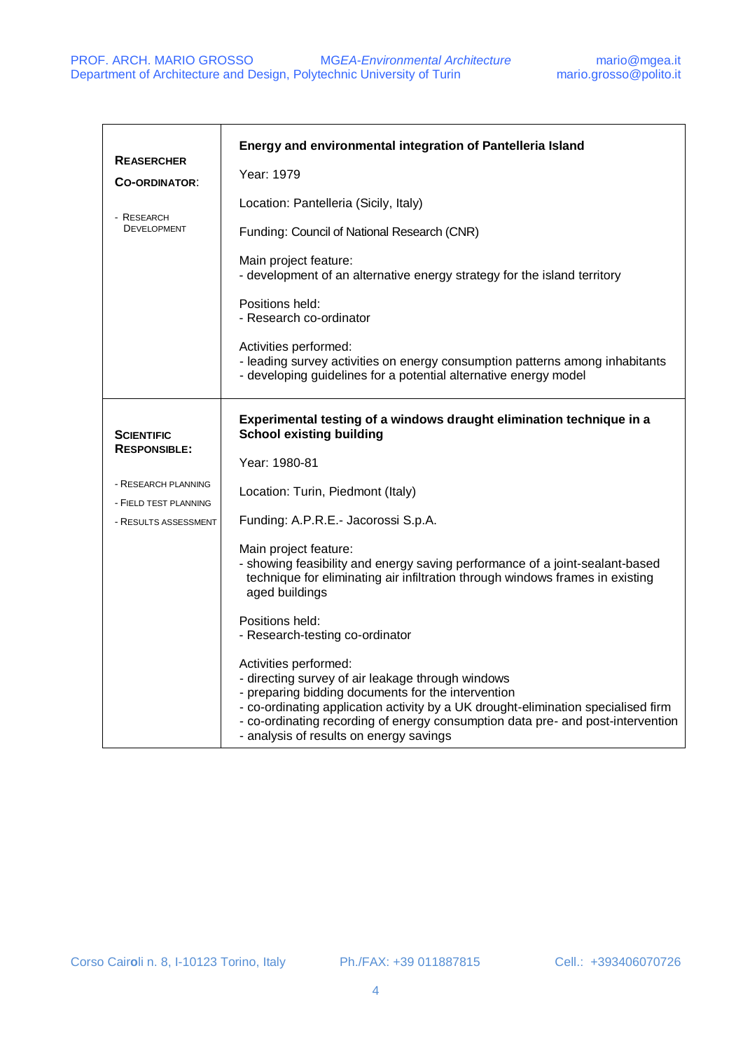| | |
|---|---|
| **REASERCHER CO-ORDINATOR**:<br><br>- RESEARCH DEVELOPMENT | **Energy and environmental integration of Pantelleria Island**<br><br>Year: 1979<br><br>Location: Pantelleria (Sicily, Italy)<br><br>Funding: Council of National Research (CNR)<br><br>Main project feature:<br>- development of an alternative energy strategy for the island territory<br><br>Positions held:<br>- Research co-ordinator<br><br>Activities performed:<br>- leading survey activities on energy consumption patterns among inhabitants<br>- developing guidelines for a potential alternative energy model |
| **SCIENTIFIC RESPONSIBLE:**<br><br>- RESEARCH PLANNING<br>- FIELD TEST PLANNING<br>- RESULTS ASSESSMENT | **Experimental testing of a windows draught elimination technique in a School existing building**<br><br>Year: 1980-81<br><br>Location: Turin, Piedmont (Italy)<br><br>Funding: A.P.R.E.- Jacorossi S.p.A.<br><br>Main project feature:<br>- showing feasibility and energy saving performance of a joint-sealant-based technique for eliminating air infiltration through windows frames in existing aged buildings<br><br>Positions held:<br>- Research-testing co-ordinator<br><br>Activities performed:<br>- directing survey of air leakage through windows<br>- preparing bidding documents for the intervention<br>- co-ordinating application activity by a UK drought-elimination specialised firm<br>- co-ordinating recording of energy consumption data pre- and post-intervention<br>- analysis of results on energy savings |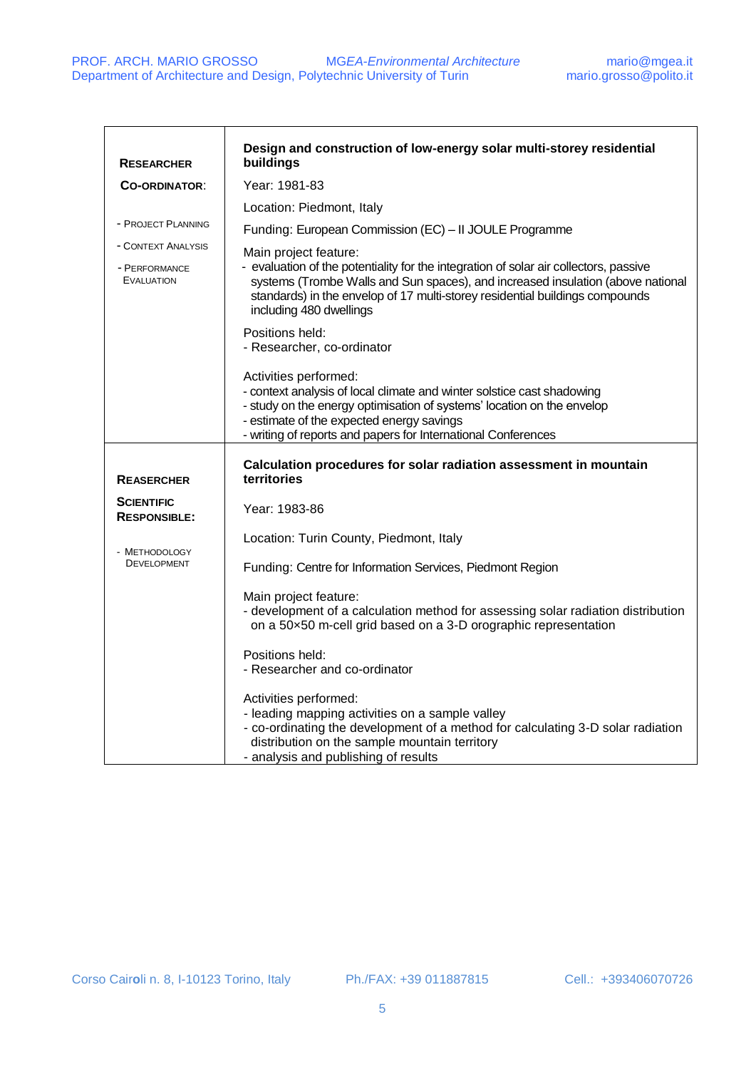| **RESEARCHER CO-ORDINATOR:**<br><br>- PROJECT PLANNING<br>- CONTEXT ANALYSIS<br>- PERFORMANCE EVALUATION | **Design and construction of low-energy solar multi-storey residential buildings**<br><br>Year: 1981-83<br><br>Location: Piedmont, Italy<br><br>Funding: European Commission (EC) – II JOULE Programme<br><br>Main project feature:<br>- evaluation of the potentiality for the integration of solar air collectors, passive systems (Trombe Walls and Sun spaces), and increased insulation (above national standards) in the envelop of 17 multi-storey residential buildings compounds including 480 dwellings<br><br>Positions held:<br>- Researcher, co-ordinator<br><br>Activities performed:<br>- context analysis of local climate and winter solstice cast shadowing<br>- study on the energy optimisation of systems' location on the envelop<br>- estimate of the expected energy savings<br>- writing of reports and papers for International Conferences |
|---|---|
| **REASERCHER SCIENTIFIC RESPONSIBLE:**<br><br>- METHODOLOGY DEVELOPMENT | **Calculation procedures for solar radiation assessment in mountain territories**<br><br>Year: 1983-86<br><br>Location: Turin County, Piedmont, Italy<br><br>Funding: Centre for Information Services, Piedmont Region<br><br>Main project feature:<br>- development of a calculation method for assessing solar radiation distribution on a 50×50 m-cell grid based on a 3-D orographic representation<br><br>Positions held:<br>- Researcher and co-ordinator<br><br>Activities performed:<br>- leading mapping activities on a sample valley<br>- co-ordinating the development of a method for calculating 3-D solar radiation distribution on the sample mountain territory<br>- analysis and publishing of results |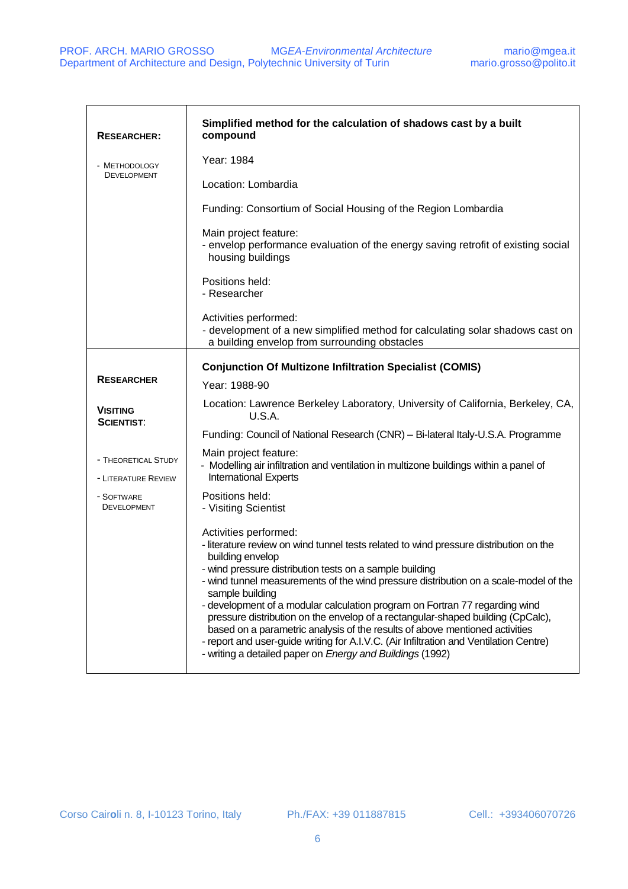| **RESEARCHER:**<br><br>- METHODOLOGY DEVELOPMENT | **Simplified method for the calculation of shadows cast by a built compound**<br><br>Year: 1984<br><br>Location: Lombardia<br><br>Funding: Consortium of Social Housing of the Region Lombardia<br><br>Main project feature:<br>- envelop performance evaluation of the energy saving retrofit of existing social housing buildings<br><br>Positions held:<br>- Researcher<br><br>Activities performed:<br>- development of a new simplified method for calculating solar shadows cast on a building envelope from surrounding obstacles |
| --- | --- |
| **RESEARCHER**<br><br>**VISITING SCIENTIST**:<br><br>- THEORETICAL STUDY<br>- LITERATURE REVIEW<br>- SOFTWARE DEVELOPMENT | **Conjunction Of Multizone Infiltration Specialist (COMIS)**<br><br>Year: 1988-90<br><br>Location: Lawrence Berkeley Laboratory, University of California, Berkeley, CA, U.S.A.<br><br>Funding: Council of National Research (CNR) – Bi-lateral Italy-U.S.A. Programme<br><br>Main project feature:<br>- Modelling air infiltration and ventilation in multizone buildings within a panel of International Experts<br><br>Positions held:<br>- Visiting Scientist<br><br>Activities performed:<br>- literature review on wind tunnel tests related to wind pressure distribution on the building envelop<br>- wind pressure distribution tests on a sample building<br>- wind tunnel measurements of the wind pressure distribution on a scale-model of the sample building<br>- development of a modular calculation program on Fortran 77 regarding wind pressure distribution on the envelop of a rectangular-shaped building (CpCalc), based on a parametric analysis of the results of above mentioned activities<br>- report and user-guide writing for A.I.V.C. (Air Infiltration and Ventilation Centre)<br>- writing a detailed paper on *Energy and Buildings* (1992) |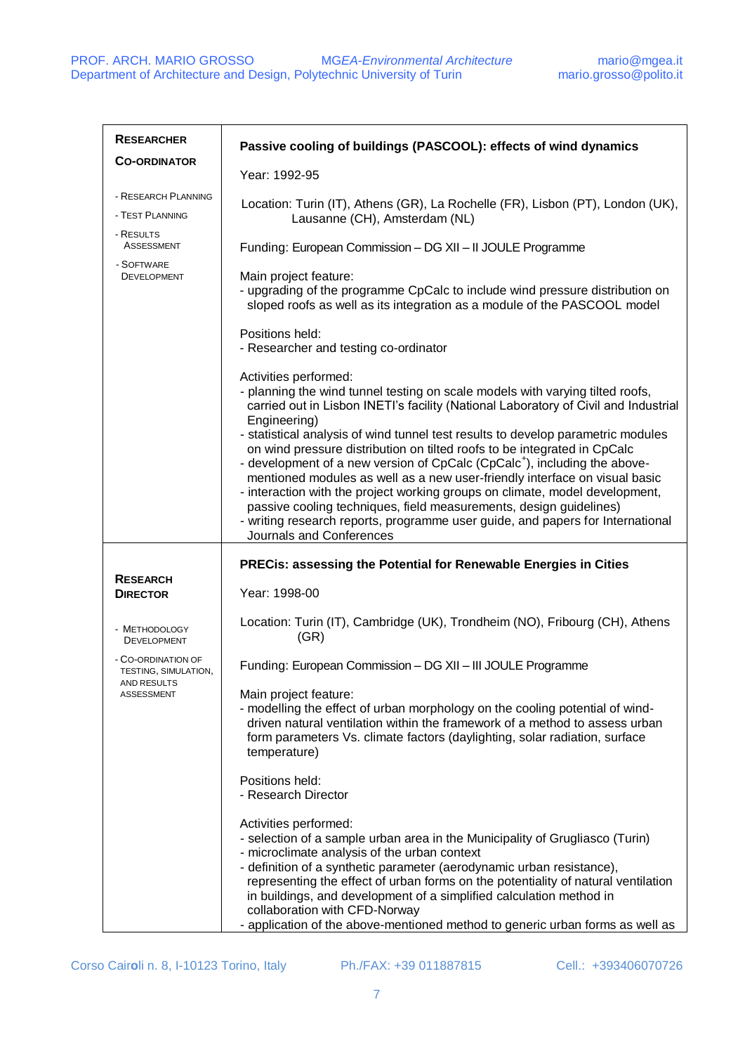| **RESEARCHER CO-ORDINATOR**<br><br>- RESEARCH PLANNING<br>- TEST PLANNING<br>- RESULTS ASSESSMENT<br>- SOFTWARE DEVELOPMENT | **Passive cooling of buildings (PASCOOL): effects of wind dynamics**<br><br>Year: 1992-95<br><br>Location: Turin (IT), Athens (GR), La Rochelle (FR), Lisbon (PT), London (UK), Lausanne (CH), Amsterdam (NL)<br><br>Funding: European Commission – DG XII – II JOULE Programme<br><br>Main project feature:<br>- upgrading of the programme CpCalc to include wind pressure distribution on sloped roofs as well as its integration as a module of the PASCOOL model<br><br>Positions held:<br>- Researcher and testing co-ordinator<br><br>Activities performed:<br>- planning the wind tunnel testing on scale models with varying tilted roofs, carried out in Lisbon INETI's facility (National Laboratory of Civil and Industrial Engineering)<br>- statistical analysis of wind tunnel test results to develop parametric modules on wind pressure distribution on tilted roofs to be integrated in CpCalc<br>- development of a new version of CpCalc (CpCalc$^{+}$), including the above-mentioned modules as well as a new user-friendly interface on visual basic<br>- interaction with the project working groups on climate, model development, passive cooling techniques, field measurements, design guidelines)<br>- writing research reports, programme user guide, and papers for International Journals and Conferences |
|---|---|
| **RESEARCH DIRECTOR**<br><br>- METHODOLOGY DEVELOPMENT<br>- CO-ORDINATION OF TESTING, SIMULATION, AND RESULTS ASSESSMENT | **PRECis: assessing the Potential for Renewable Energies in Cities**<br><br>Year: 1998-00<br><br>Location: Turin (IT), Cambridge (UK), Trondheim (NO), Fribourg (CH), Athens (GR)<br><br>Funding: European Commission – DG XII – III JOULE Programme<br><br>Main project feature:<br>- modelling the effect of urban morphology on the cooling potential of wind-driven natural ventilation within the framework of a method to assess urban form parameters Vs. climate factors (daylighting, solar radiation, surface temperature)<br><br>Positions held:<br>- Research Director<br><br>Activities performed:<br>- selection of a sample urban area in the Municipality of Grugliasco (Turin)<br>- microclimate analysis of the urban context<br>- definition of a synthetic parameter (aerodynamic urban resistance), representing the effect of urban forms on the potentiality of natural ventilation in buildings, and development of a simplified calculation method in collaboration with CFD-Norway<br>- application of the above-mentioned method to generic urban forms as well as |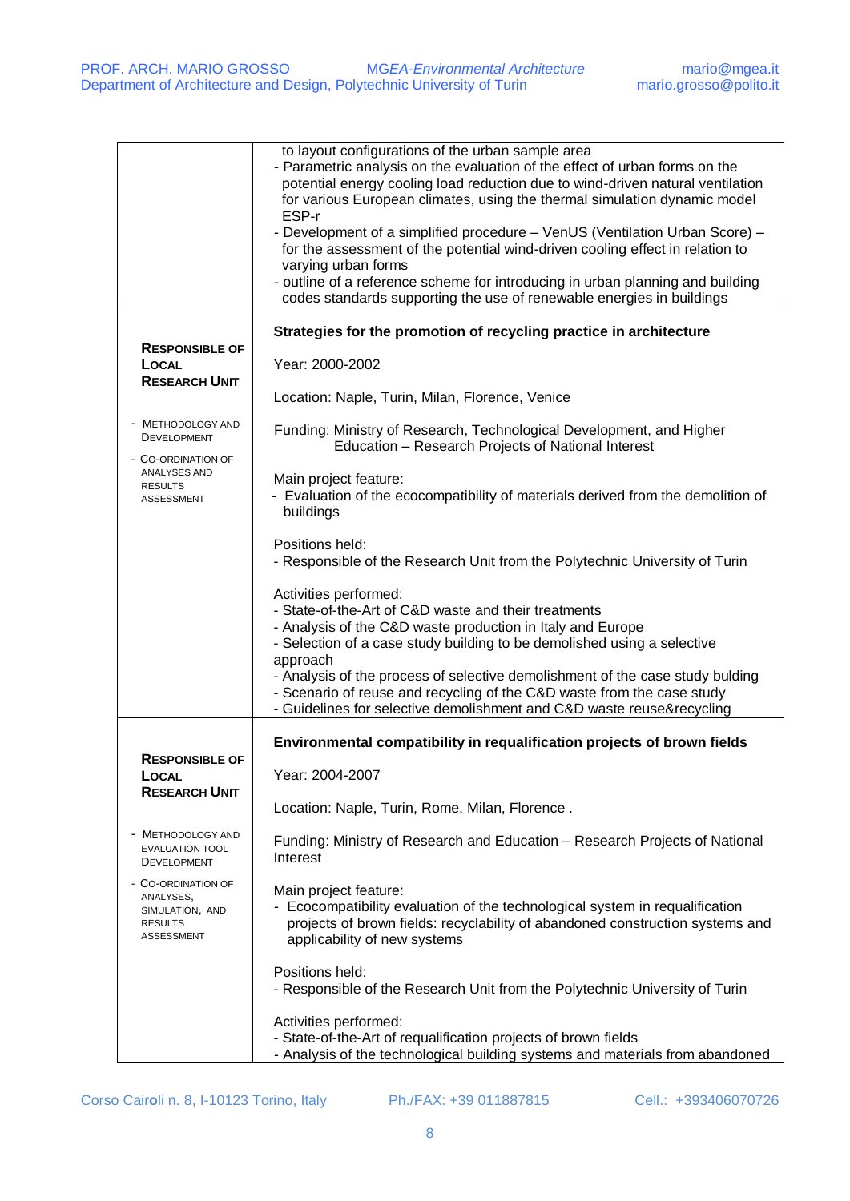| | |
|---|---|
| | to layout configurations of the urban sample area<br>- Parametric analysis on the evaluation of the effect of urban forms on the potential energy cooling load reduction due to wind-driven natural ventilation for various European climates, using the thermal simulation dynamic model ESP-r<br>- Development of a simplified procedure – VenUS (Ventilation Urban Score) – for the assessment of the potential wind-driven cooling effect in relation to varying urban forms<br>- outline of a reference scheme for introducing in urban planning and building codes standards supporting the use of renewable energies in buildings |
| **RESPONSIBLE OF LOCAL RESEARCH UNIT**<br><br>- METHODOLOGY AND DEVELOPMENT<br>- CO-ORDINATION OF ANALYSES AND RESULTS ASSESSMENT | **Strategies for the promotion of recycling practice in architecture**<br><br>Year: 2000-2002<br><br>Location: Naple, Turin, Milan, Florence, Venice<br><br>Funding: Ministry of Research, Technological Development, and Higher Education – Research Projects of National Interest<br><br>Main project feature:<br>- Evaluation of the ecocompatibility of materials derived from the demolition of buildings<br><br>Positions held:<br>- Responsible of the Research Unit from the Polytechnic University of Turin<br><br>Activities performed:<br>- State-of-the-Art of C&D waste and their treatments<br>- Analysis of the C&D waste production in Italy and Europe<br>- Selection of a case study building to be demolished using a selective approach<br>- Analysis of the process of selective demolishment of the case study bulding<br>- Scenario of reuse and recycling of the C&D waste from the case study<br>- Guidelines for selective demolishment and C&D waste reuse&recycling |
| **RESPONSIBLE OF LOCAL RESEARCH UNIT**<br><br>- METHODOLOGY AND EVALUATION TOOL DEVELOPMENT<br>- CO-ORDINATION OF ANALYSES, SIMULATION, AND RESULTS ASSESSMENT | **Environmental compatibility in requalification projects of brown fields**<br><br>Year: 2004-2007<br><br>Location: Naple, Turin, Rome, Milan, Florence .<br><br>Funding: Ministry of Research and Education – Research Projects of National Interest<br><br>Main project feature:<br>- Ecocompatibility evaluation of the technological system in requalification projects of brown fields: recyclability of abandoned construction systems and applicability of new systems<br><br>Positions held:<br>- Responsible of the Research Unit from the Polytechnic University of Turin<br><br>Activities performed:<br>- State-of-the-Art of requalification projects of brown fields<br>- Analysis of the technological building systems and materials from abandoned |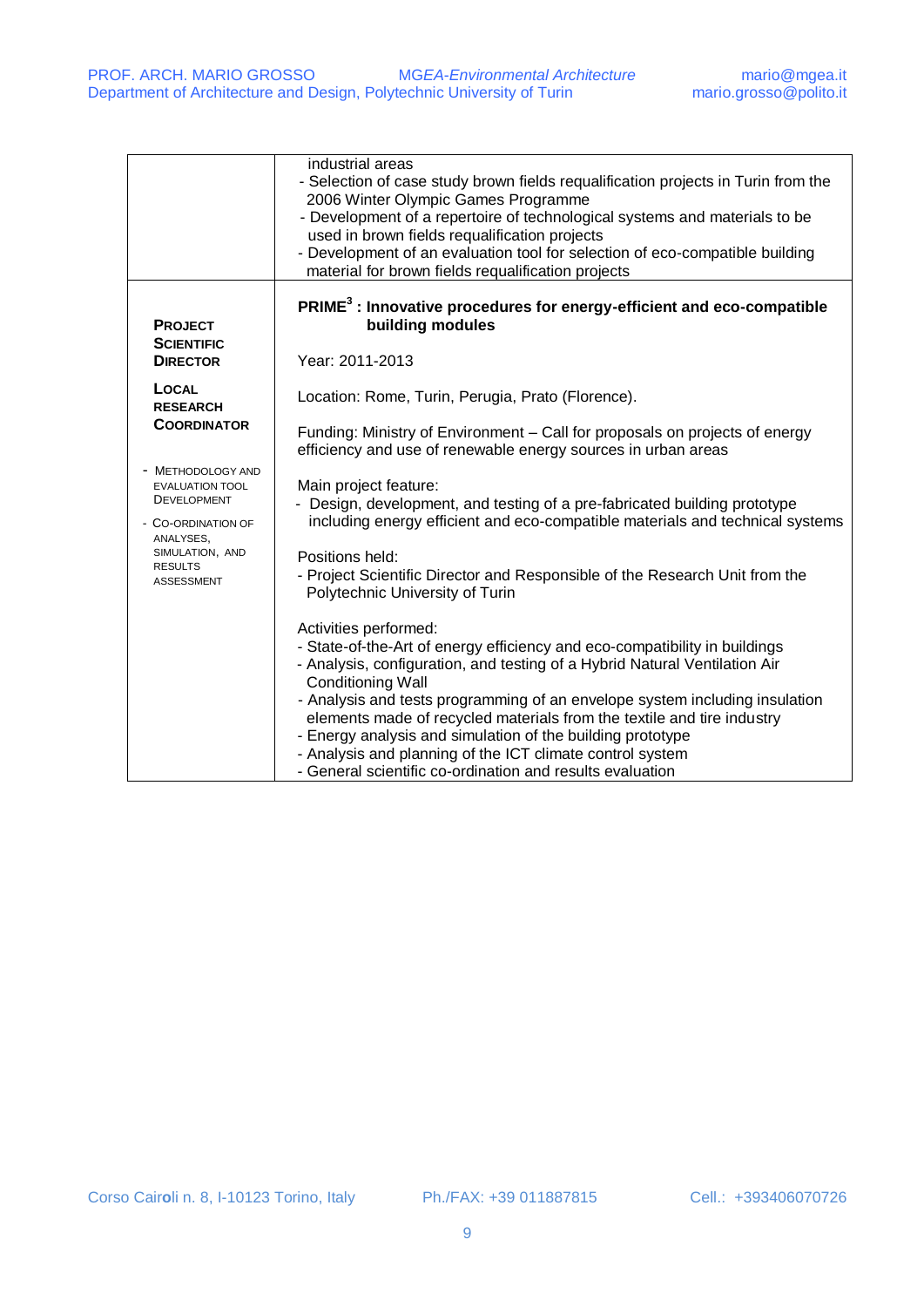| | |
|---|---|
| | industrial areas<br>- Selection of case study brown fields requalification projects in Turin from the 2006 Winter Olympic Games Programme<br>- Development of a repertoire of technological systems and materials to be used in brown fields requalification projects<br>- Development of an evaluation tool for selection of eco-compatible building material for brown fields requalification projects |
| **PROJECT SCIENTIFIC DIRECTOR**<br><br>**LOCAL RESEARCH COORDINATOR**<br><br>- METHODOLOGY AND EVALUATION TOOL DEVELOPMENT<br>- CO-ORDINATION OF ANALYSES, SIMULATION, AND RESULTS ASSESSMENT | **PRIME[3] : Innovative procedures for energy-efficient and eco-compatible building modules**<br><br>Year: 2011-2013<br><br>Location: Rome, Turin, Perugia, Prato (Florence).<br><br>Funding: Ministry of Environment – Call for proposals on projects of energy efficiency and use of renewable energy sources in urban areas<br><br>Main project feature:<br>- Design, development, and testing of a pre-fabricated building prototype including energy efficient and eco-compatible materials and technical systems<br><br>Positions held:<br>- Project Scientific Director and Responsible of the Research Unit from the Polytechnic University of Turin<br><br>Activities performed:<br>- State-of-the-Art of energy efficiency and eco-compatibility in buildings<br>- Analysis, configuration, and testing of a Hybrid Natural Ventilation Air Conditioning Wall<br>- Analysis and tests programming of an envelope system including insulation elements made of recycled materials from the textile and tire industry<br>- Energy analysis and simulation of the building prototype<br>- Analysis and planning of the ICT climate control system<br>- General scientific co-ordination and results evaluation |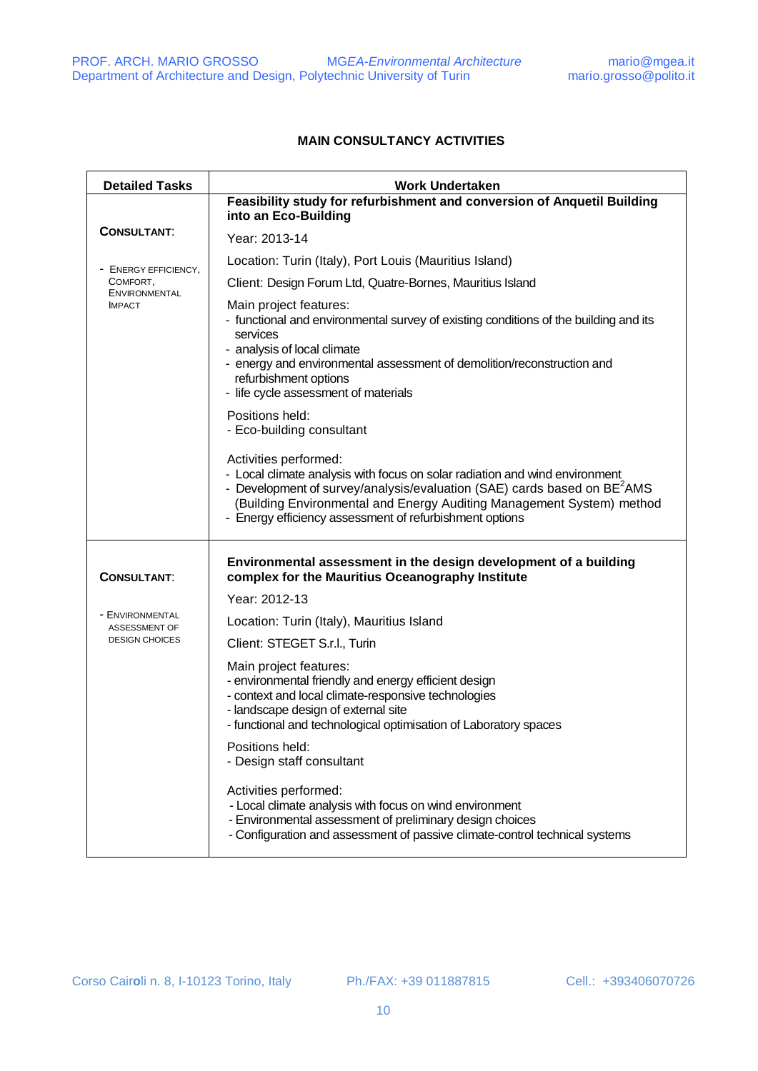## MAIN CONSULTANCY ACTIVITIES

| Detailed Tasks | Work Undertaken |
|---|---|
| **CONSULTANT**:<br><br>- ENERGY EFFICIENCY, COMFORT, ENVIRONMENTAL IMPACT | **Feasibility study for refurbishment and conversion of Anquetil Building into an Eco-Building**<br><br>Year: 2013-14<br><br>Location: Turin (Italy), Port Louis (Mauritius Island)<br><br>Client: Design Forum Ltd, Quatre-Bornes, Mauritius Island<br><br>Main project features:<br>- functional and environmental survey of existing conditions of the building and its services<br>- analysis of local climate<br>- energy and environmental assessment of demolition/reconstruction and refurbishment options<br>- life cycle assessment of materials<br><br>Positions held:<br>- Eco-building consultant<br><br>Activities performed:<br>- Local climate analysis with focus on solar radiation and wind environment<br>- Development of survey/analysis/evaluation (SAE) cards based on $BE^2AMS$ (Building Environmental and Energy Auditing Management System) method<br>- Energy efficiency assessment of refurbishment options |
| **CONSULTANT**:<br><br>- ENVIRONMENTAL ASSESSMENT OF DESIGN CHOICES | **Environmental assessment in the design development of a building complex for the Mauritius Oceanography Institute**<br><br>Year: 2012-13<br><br>Location: Turin (Italy), Mauritius Island<br><br>Client: STEGET S.r.l., Turin<br><br>Main project features:<br>- environmental friendly and energy efficient design<br>- context and local climate-responsive technologies<br>- landscape design of external site<br>- functional and technological optimisation of Laboratory spaces<br><br>Positions held:<br>- Design staff consultant<br><br>Activities performed:<br>- Local climate analysis with focus on wind environment<br>- Environmental assessment of preliminary design choices<br>- Configuration and assessment of passive climate-control technical systems |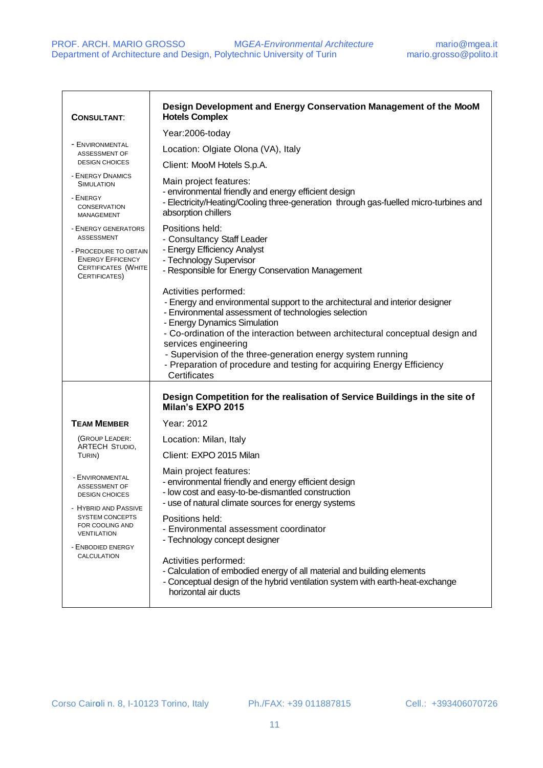| | |
|---|---|
| **CONSULTANT**:<br><br>- ENVIRONMENTAL ASSESSMENT OF DESIGN CHOICES<br>- ENERGY DNAMICS SIMULATION<br>- ENERGY CONSERVATION MANAGEMENT<br>- ENERGY GENERATORS ASSESSMENT<br>- PROCEDURE TO OBTAIN ENERGY EFFICENCY CERTIFICATES (WHITE CERTIFICATES) | **Design Development and Energy Conservation Management of the MooM Hotels Complex**<br><br>Year:2006-today<br><br>Location: Olgiate Olona (VA), Italy<br><br>Client: MooM Hotels S.p.A.<br><br>Main project features:<br>- environmental friendly and energy efficient design<br>- Electricity/Heating/Cooling three-generation through gas-fuelled micro-turbines and absorption chillers<br><br>Positions held:<br>- Consultancy Staff Leader<br>- Energy Efficiency Analyst<br>- Technology Supervisor<br>- Responsible for Energy Conservation Management<br><br>Activities performed:<br>- Energy and environmental support to the architectural and interior designer<br>- Environmental assessment of technologies selection<br>- Energy Dynamics Simulation<br>- Co-ordination of the interaction between architectural conceptual design and services engineering<br>- Supervision of the three-generation energy system running<br>- Preparation of procedure and testing for acquiring Energy Efficiency Certificates |
| **TEAM MEMBER**<br><br>(GROUP LEADER: ARTECH STUDIO, TURIN)<br><br>- ENVIRONMENTAL ASSESSMENT OF DESIGN CHOICES<br>- HYBRID AND PASSIVE SYSTEM CONCEPTS FOR COOLING AND VENTILATION<br>- ENBODIED ENERGY CALCULATION | **Design Competition for the realisation of Service Buildings in the site of Milan's EXPO 2015**<br><br>Year: 2012<br><br>Location: Milan, Italy<br><br>Client: EXPO 2015 Milan<br><br>Main project features:<br>- environmental friendly and energy efficient design<br>- low cost and easy-to-be-dismantled construction<br>- use of natural climate sources for energy systems<br><br>Positions held:<br>- Environmental assessment coordinator<br>- Technology concept designer<br><br>Activities performed:<br>- Calculation of embodied energy of all material and building elements<br>- Conceptual design of the hybrid ventilation system with earth-heat-exchange horizontal air ducts |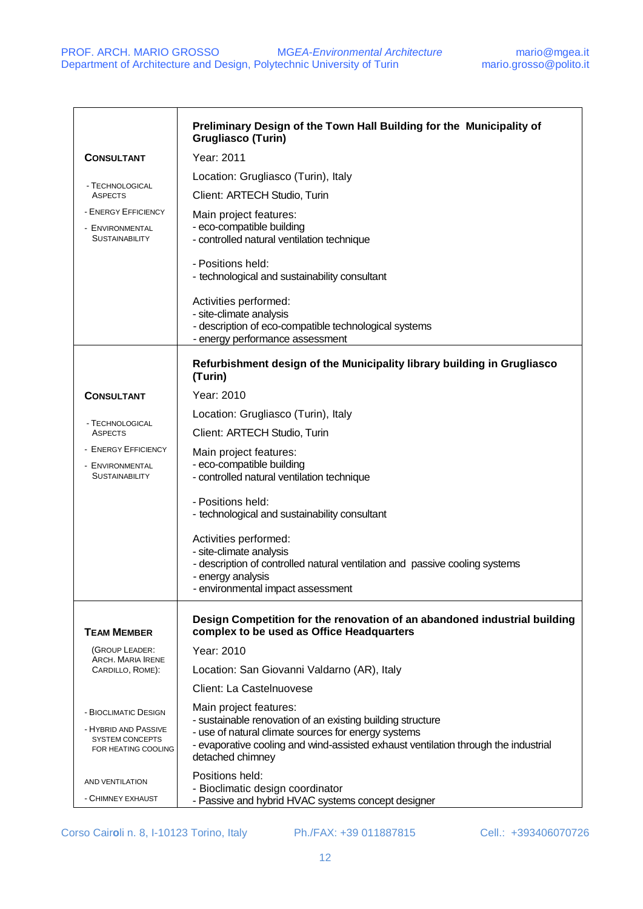| | |
|---|---|
| **CONSULTANT**<br><br>- TECHNOLOGICAL ASPECTS<br>- ENERGY EFFICIENCY<br>- ENVIRONMENTAL SUSTAINABILITY | **Preliminary Design of the Town Hall Building for the Municipality of Grugliasco (Turin)**<br><br>Year: 2011<br><br>Location: Grugliasco (Turin), Italy<br><br>Client: ARTECH Studio, Turin<br><br>Main project features:<br>- eco-compatible building<br>- controlled natural ventilation technique<br><br>- Positions held:<br>- technological and sustainability consultant<br><br>Activities performed:<br>- site-climate analysis<br>- description of eco-compatible technological systems<br>- energy performance assessment |
| **CONSULTANT**<br><br>- TECHNOLOGICAL ASPECTS<br>- ENERGY EFFICIENCY<br>- ENVIRONMENTAL SUSTAINABILITY | **Refurbishment design of the Municipality library building in Grugliasco (Turin)**<br><br>Year: 2010<br><br>Location: Grugliasco (Turin), Italy<br><br>Client: ARTECH Studio, Turin<br><br>Main project features:<br>- eco-compatible building<br>- controlled natural ventilation technique<br><br>- Positions held:<br>- technological and sustainability consultant<br><br>Activities performed:<br>- site-climate analysis<br>- description of controlled natural ventilation and passive cooling systems<br>- energy analysis<br>- environmental impact assessment |
| **TEAM MEMBER**<br>(GROUP LEADER: ARCH. MARIA IRENE CARDILLO, ROME):<br><br>- BIOCLIMATIC DESIGN<br>- HYBRID AND PASSIVE SYSTEM CONCEPTS FOR HEATING COOLING AND VENTILATION<br>- CHIMNEY EXHAUST | **Design Competition for the renovation of an abandoned industrial building complex to be used as Office Headquarters**<br><br>Year: 2010<br><br>Location: San Giovanni Valdarno (AR), Italy<br><br>Client: La Castelnuovese<br><br>Main project features:<br>- sustainable renovation of an existing building structure<br>- use of natural climate sources for energy systems<br>- evaporative cooling and wind-assisted exhaust ventilation through the industrial detached chimney<br><br>Positions held:<br>- Bioclimatic design coordinator<br>- Passive and hybrid HVAC systems concept designer |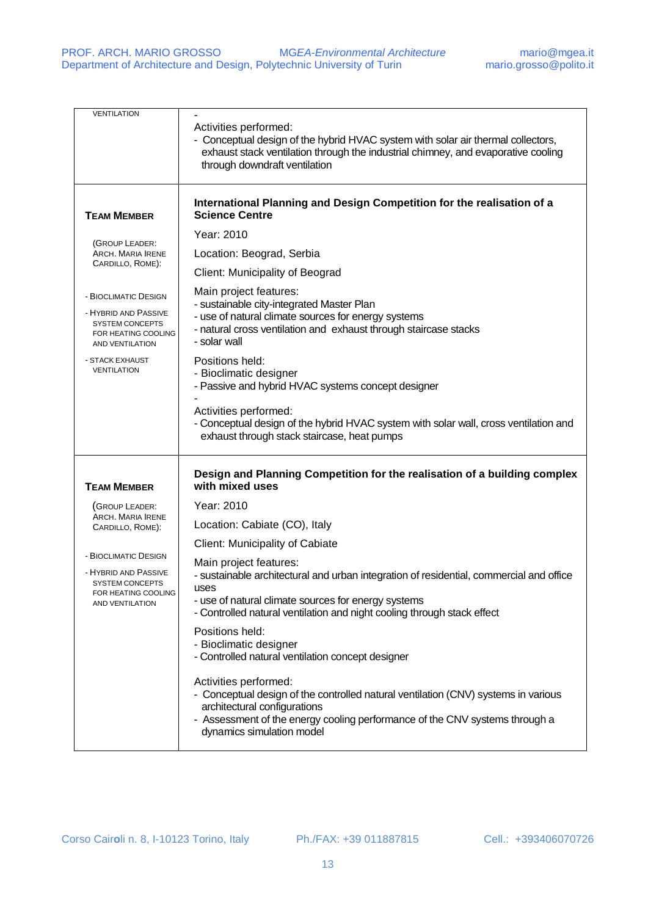| | |
|---|---|
| VENTILATION | -<br><br>Activities performed:<br>- Conceptual design of the hybrid HVAC system with solar air thermal collectors, exhaust stack ventilation through the industrial chimney, and evaporative cooling through downdraft ventilation |
| **TEAM MEMBER**<br><br>(GROUP LEADER: ARCH. MARIA IRENE CARDILLO, ROME):<br><br>- BIOCLIMATIC DESIGN<br>- HYBRID AND PASSIVE SYSTEM CONCEPTS FOR HEATING COOLING AND VENTILATION<br>- STACK EXHAUST VENTILATION | **International Planning and Design Competition for the realisation of a Science Centre**<br><br>Year: 2010<br><br>Location: Beograd, Serbia<br><br>Client: Municipality of Beograd<br><br>Main project features:<br>- sustainable city-integrated Master Plan<br>- use of natural climate sources for energy systems<br>- natural cross ventilation and exhaust through staircase stacks<br>- solar wall<br><br>Positions held:<br>- Bioclimatic designer<br>- Passive and hybrid HVAC systems concept designer<br>-<br><br>Activities performed:<br>- Conceptual design of the hybrid HVAC system with solar wall, cross ventilation and exhaust through stack staircase, heat pumps |
| **TEAM MEMBER**<br><br>(GROUP LEADER: ARCH. MARIA IRENE CARDILLO, ROME):<br><br>- BIOCLIMATIC DESIGN<br>- HYBRID AND PASSIVE SYSTEM CONCEPTS FOR HEATING COOLING AND VENTILATION | **Design and Planning Competition for the realisation of a building complex with mixed uses**<br><br>Year: 2010<br><br>Location: Cabiate (CO), Italy<br><br>Client: Municipality of Cabiate<br><br>Main project features:<br>- sustainable architectural and urban integration of residential, commercial and office uses<br>- use of natural climate sources for energy systems<br>- Controlled natural ventilation and night cooling through stack effect<br><br>Positions held:<br>- Bioclimatic designer<br>- Controlled natural ventilation concept designer<br><br>Activities performed:<br>- Conceptual design of the controlled natural ventilation (CNV) systems in various architectural configurations<br>- Assessment of the energy cooling performance of the CNV systems through a dynamics simulation model |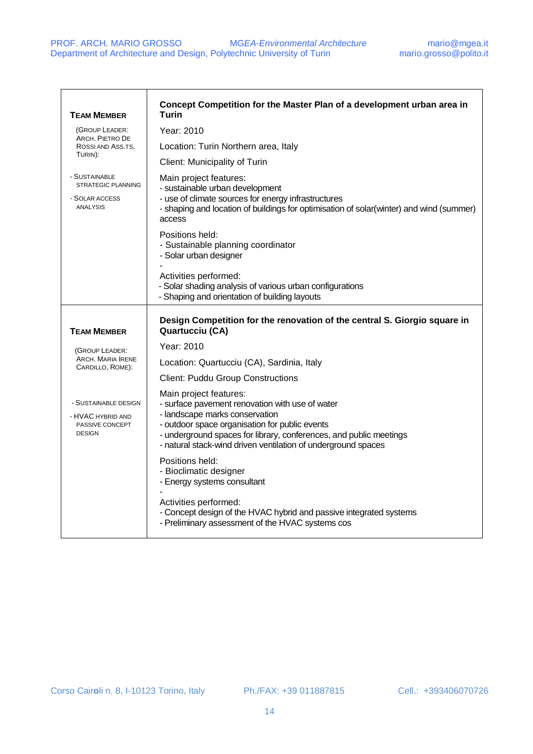| **TEAM MEMBER**<br><br>(GROUP LEADER: ARCH. PIETRO DE ROSSI AND ASS.TS, TURIN):<br><br>- SUSTAINABLE STRATEGIC PLANNING<br>- SOLAR ACCESS ANALYSIS | **Concept Competition for the Master Plan of a development urban area in Turin**<br><br>Year: 2010<br><br>Location: Turin Northern area, Italy<br><br>Client: Municipality of Turin<br><br>Main project features:<br>- sustainable urban development<br>- use of climate sources for energy infrastructures<br>- shaping and location of buildings for optimisation of solar(winter) and wind (summer) access<br><br>Positions held:<br>- Sustainable planning coordinator<br>- Solar urban designer<br>-<br><br>Activities performed:<br>- Solar shading analysis of various urban configurations<br>- Shaping and orientation of building layouts |
|---|---|
| **TEAM MEMBER**<br><br>(GROUP LEADER: ARCH. MARIA IRENE CARDILLO, ROME):<br><br>- SUSTAINABLE DESIGN<br>- HVAC HYBRID AND PASSIVE CONCEPT DESIGN | **Design Competition for the renovation of the central S. Giorgio square in Quartucciu (CA)**<br><br>Year: 2010<br><br>Location: Quartucciu (CA), Sardinia, Italy<br><br>Client: Puddu Group Constructions<br><br>Main project features:<br>- surface pavement renovation with use of water<br>- landscape marks conservation<br>- outdoor space organisation for public events<br>- underground spaces for library, conferences, and public meetings<br>- natural stack-wind driven ventilation of underground spaces<br><br>Positions held:<br>- Bioclimatic designer<br>- Energy systems consultant<br>-<br><br>Activities performed:<br>- Concept design of the HVAC hybrid and passive integrated systems<br>- Preliminary assessment of the HVAC systems cos |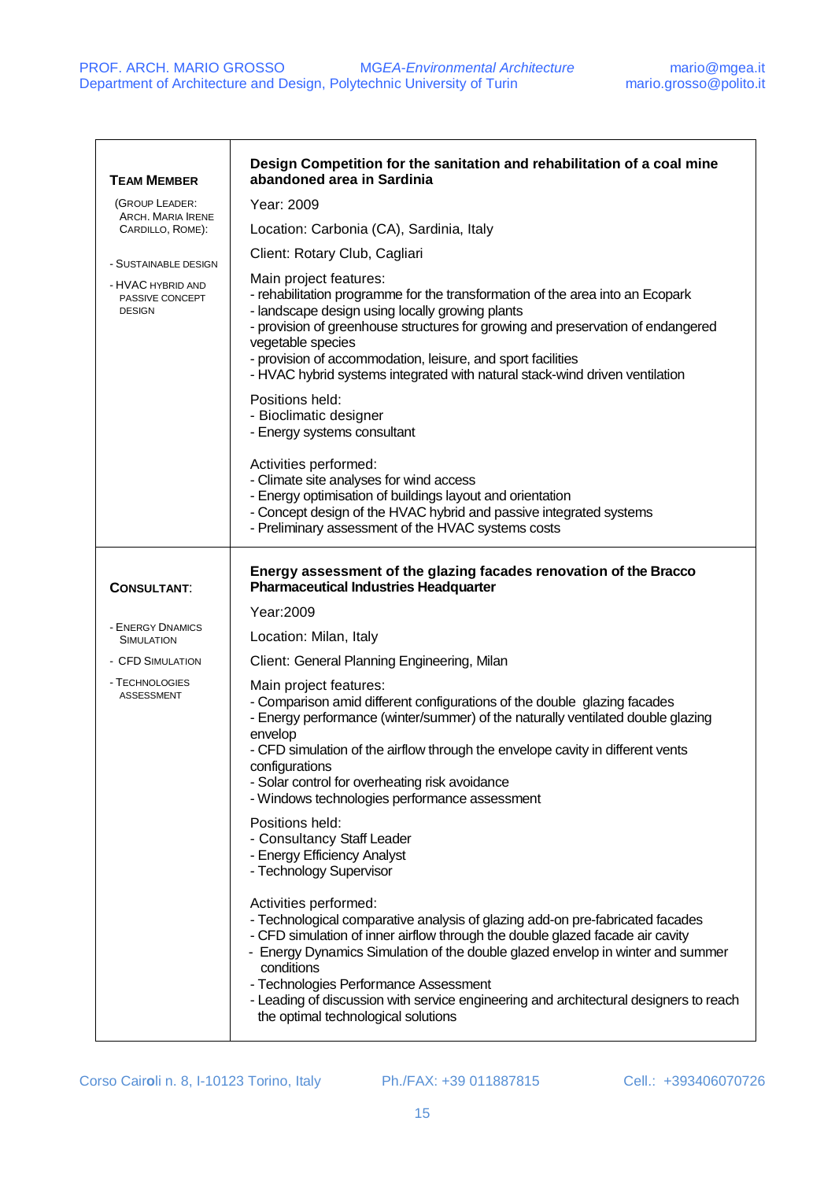| **TEAM MEMBER** (GROUP LEADER: ARCH. MARIA IRENE CARDILLO, ROME):<br><br>- SUSTAINABLE DESIGN<br>- HVAC HYBRID AND PASSIVE CONCEPT DESIGN | **Design Competition for the sanitation and rehabilitation of a coal mine abandoned area in Sardinia**<br><br>Year: 2009<br><br>Location: Carbonia (CA), Sardinia, Italy<br><br>Client: Rotary Club, Cagliari<br><br>Main project features:<br>- rehabilitation programme for the transformation of the area into an Ecopark<br>- landscape design using locally growing plants<br>- provision of greenhouse structures for growing and preservation of endangered vegetable species<br>- provision of accommodation, leisure, and sport facilities<br>- HVAC hybrid systems integrated with natural stack-wind driven ventilation<br><br>Positions held:<br>- Bioclimatic designer<br>- Energy systems consultant<br><br>Activities performed:<br>- Climate site analyses for wind access<br>- Energy optimisation of buildings layout and orientation<br>- Concept design of the HVAC hybrid and passive integrated systems<br>- Preliminary assessment of the HVAC systems costs |
| --- | --- |
| **CONSULTANT**:<br><br>- ENERGY DNAMICS SIMULATION<br>- CFD SIMULATION<br>- TECHNOLOGIES ASSESSMENT | **Energy assessment of the glazing facades renovation of the Bracco Pharmaceutical Industries Headquarter**<br><br>Year:2009<br><br>Location: Milan, Italy<br><br>Client: General Planning Engineering, Milan<br><br>Main project features:<br>- Comparison amid different configurations of the double glazing facades<br>- Energy performance (winter/summer) of the naturally ventilated double glazing envelop<br>- CFD simulation of the airflow through the envelope cavity in different vents configurations<br>- Solar control for overheating risk avoidance<br>- Windows technologies performance assessment<br><br>Positions held:<br>- Consultancy Staff Leader<br>- Energy Efficiency Analyst<br>- Technology Supervisor<br><br>Activities performed:<br>- Technological comparative analysis of glazing add-on pre-fabricated facades<br>- CFD simulation of inner airflow through the double glazed facade air cavity<br>- Energy Dynamics Simulation of the double glazed envelop in winter and summer conditions<br>- Technologies Performance Assessment<br>- Leading of discussion with service engineering and architectural designers to reach the optimal technological solutions |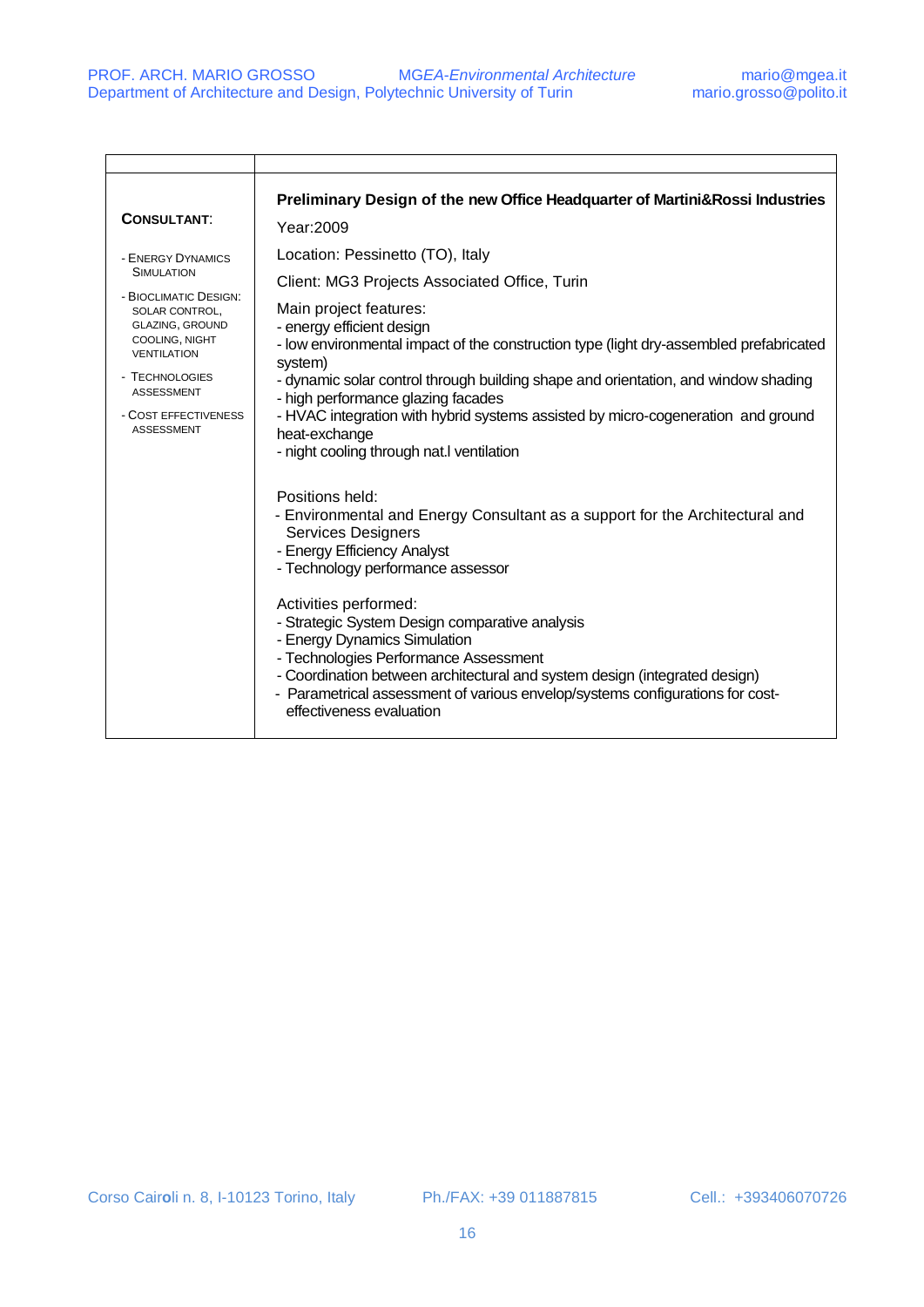| | |
|---|---|
| **CONSULTANT**:<br><br>- ENERGY DYNAMICS SIMULATION<br>- BIOCLIMATIC DESIGN: SOLAR CONTROL, GLAZING, GROUND COOLING, NIGHT VENTILATION<br>- TECHNOLOGIES ASSESSMENT<br>- COST EFFECTIVENESS ASSESSMENT | **Preliminary Design of the new Office Headquarter of Martini&Rossi Industries**<br><br>Year:2009<br><br>Location: Pessinetto (TO), Italy<br><br>Client: MG3 Projects Associated Office, Turin<br><br>Main project features:<br>- energy efficient design<br>- low environmental impact of the construction type (light dry-assembled prefabricated system)<br>- dynamic solar control through building shape and orientation, and window shading<br>- high performance glazing facades<br>- HVAC integration with hybrid systems assisted by micro-cogeneration and ground heat-exchange<br>- night cooling through nat.l ventilation<br><br>Positions held:<br>- Environmental and Energy Consultant as a support for the Architectural and Services Designers<br>- Energy Efficiency Analyst<br>- Technology performance assessor<br><br>Activities performed:<br>- Strategic System Design comparative analysis<br>- Energy Dynamics Simulation<br>- Technologies Performance Assessment<br>- Coordination between architectural and system design (integrated design)<br>- Parametrical assessment of various envelop/systems configurations for cost-effectiveness evaluation |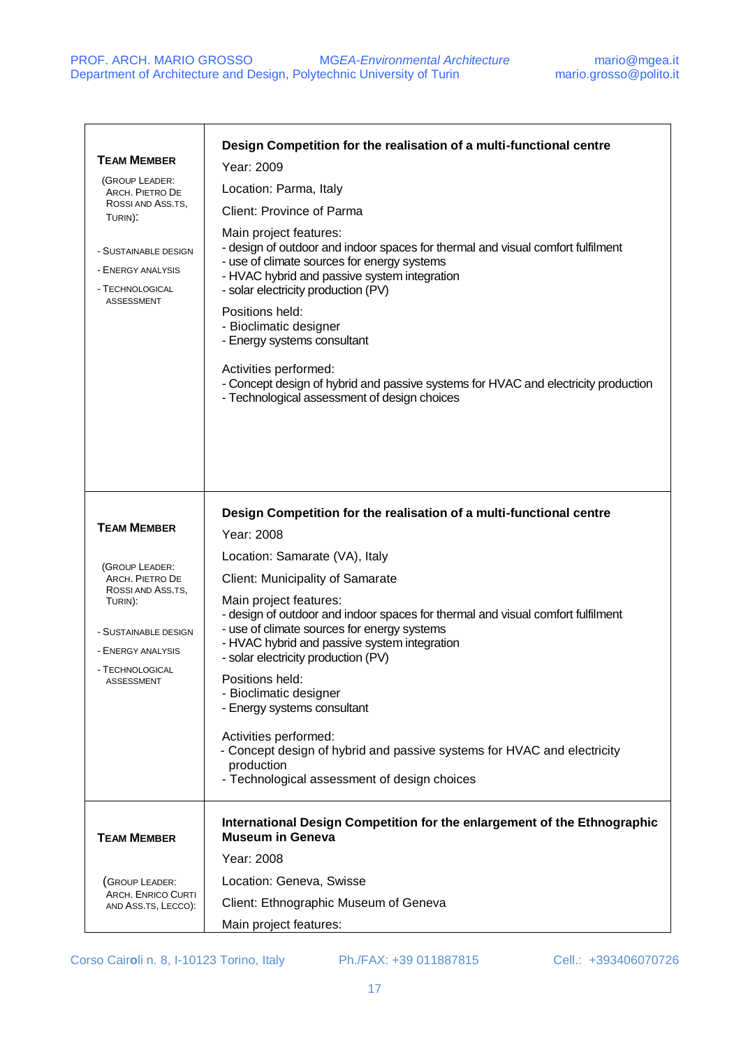| | |
|---|---|
| **TEAM MEMBER**<br><br>(GROUP LEADER: ARCH. PIETRO DE ROSSI AND ASS.TS, TURIN):<br><br>- SUSTAINABLE DESIGN<br>- ENERGY ANALYSIS<br>- TECHNOLOGICAL ASSESSMENT | **Design Competition for the realisation of a multi-functional centre**<br>Year: 2009<br>Location: Parma, Italy<br>Client: Province of Parma<br>Main project features:<br>- design of outdoor and indoor spaces for thermal and visual comfort fulfilment<br>- use of climate sources for energy systems<br>- HVAC hybrid and passive system integration<br>- solar electricity production (PV)<br>Positions held:<br>- Bioclimatic designer<br>- Energy systems consultant<br><br>Activities performed:<br>- Concept design of hybrid and passive systems for HVAC and electricity production<br>- Technological assessment of design choices |
| **TEAM MEMBER**<br><br>(GROUP LEADER: ARCH. PIETRO DE ROSSI AND ASS.TS, TURIN):<br><br>- SUSTAINABLE DESIGN<br>- ENERGY ANALYSIS<br>- TECHNOLOGICAL ASSESSMENT | **Design Competition for the realisation of a multi-functional centre**<br>Year: 2008<br>Location: Samarate (VA), Italy<br>Client: Municipality of Samarate<br>Main project features:<br>- design of outdoor and indoor spaces for thermal and visual comfort fulfilment<br>- use of climate sources for energy systems<br>- HVAC hybrid and passive system integration<br>- solar electricity production (PV)<br>Positions held:<br>- Bioclimatic designer<br>- Energy systems consultant<br><br>Activities performed:<br>- Concept design of hybrid and passive systems for HVAC and electricity production<br>- Technological assessment of design choices |
| **TEAM MEMBER**<br><br>(GROUP LEADER: ARCH. ENRICO CURTI AND ASS.TS, LECCO): | **International Design Competition for the enlargement of the Ethnographic Museum in Geneva**<br>Year: 2008<br>Location: Geneva, Swisse<br>Client: Ethnographic Museum of Geneva<br>Main project features: |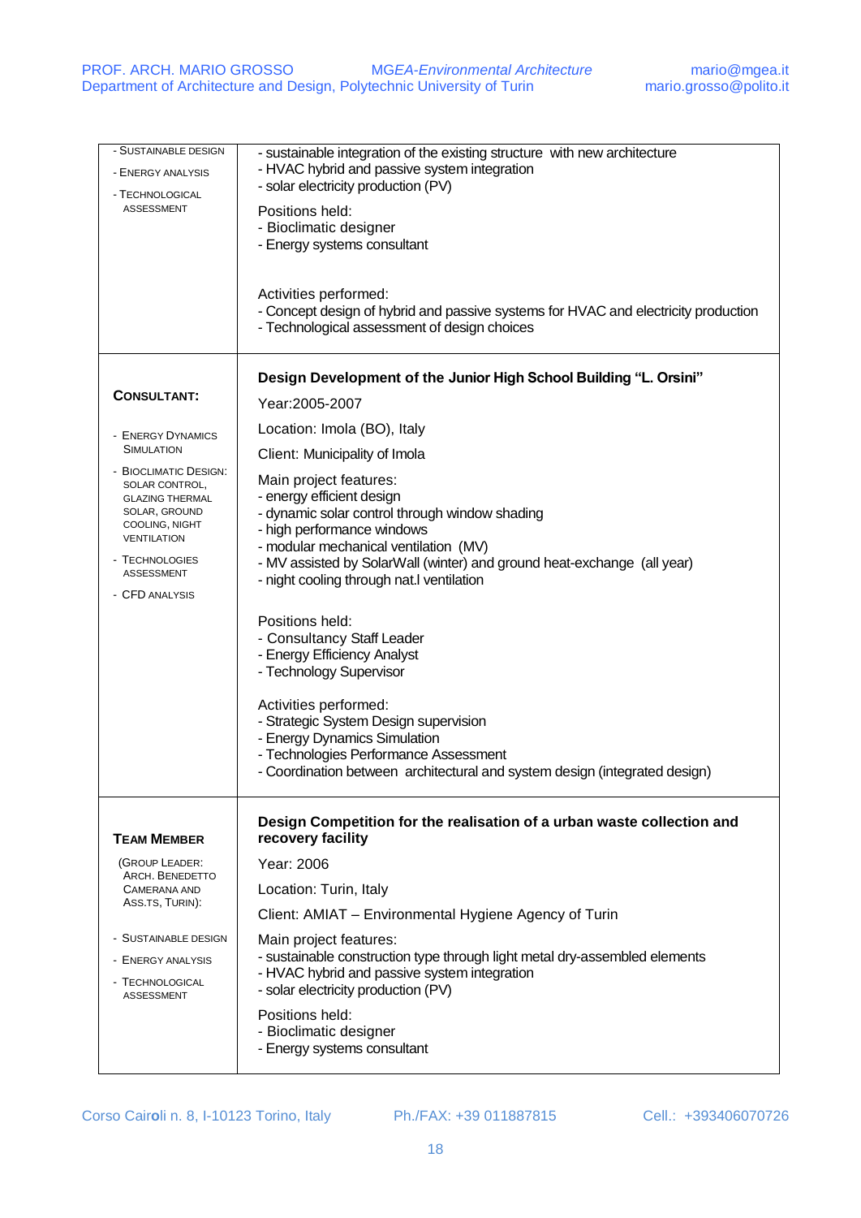| | |
|---|---|
| - SUSTAINABLE DESIGN<br>- ENERGY ANALYSIS<br>- TECHNOLOGICAL ASSESSMENT | - sustainable integration of the existing structure with new architecture<br>- HVAC hybrid and passive system integration<br>- solar electricity production (PV)<br><br>Positions held:<br>- Bioclimatic designer<br>- Energy systems consultant<br><br>Activities performed:<br>- Concept design of hybrid and passive systems for HVAC and electricity production<br>- Technological assessment of design choices |
| **CONSULTANT:**<br><br>- ENERGY DYNAMICS SIMULATION<br>- BIOCLIMATIC DESIGN: SOLAR CONTROL, GLAZING THERMAL SOLAR, GROUND COOLING, NIGHT VENTILATION<br>- TECHNOLOGIES ASSESSMENT<br>- CFD ANALYSIS | **Design Development of the Junior High School Building "L. Orsini"**<br><br>Year:2005-2007<br><br>Location: Imola (BO), Italy<br><br>Client: Municipality of Imola<br><br>Main project features:<br>- energy efficient design<br>- dynamic solar control through window shading<br>- high performance windows<br>- modular mechanical ventilation (MV)<br>- MV assisted by SolarWall (winter) and ground heat-exchange (all year)<br>- night cooling through nat.l ventilation<br><br>Positions held:<br>- Consultancy Staff Leader<br>- Energy Efficiency Analyst<br>- Technology Supervisor<br><br>Activities performed:<br>- Strategic System Design supervision<br>- Energy Dynamics Simulation<br>- Technologies Performance Assessment<br>- Coordination between architectural and system design (integrated design) |
| **TEAM MEMBER**<br><br>(GROUP LEADER: ARCH. BENEDETTO CAMERANA AND ASS.TS, TURIN):<br><br>- SUSTAINABLE DESIGN<br>- ENERGY ANALYSIS<br>- TECHNOLOGICAL ASSESSMENT | **Design Competition for the realisation of a urban waste collection and recovery facility**<br><br>Year: 2006<br><br>Location: Turin, Italy<br><br>Client: AMIAT – Environmental Hygiene Agency of Turin<br><br>Main project features:<br>- sustainable construction type through light metal dry-assembled elements<br>- HVAC hybrid and passive system integration<br>- solar electricity production (PV)<br><br>Positions held:<br>- Bioclimatic designer<br>- Energy systems consultant |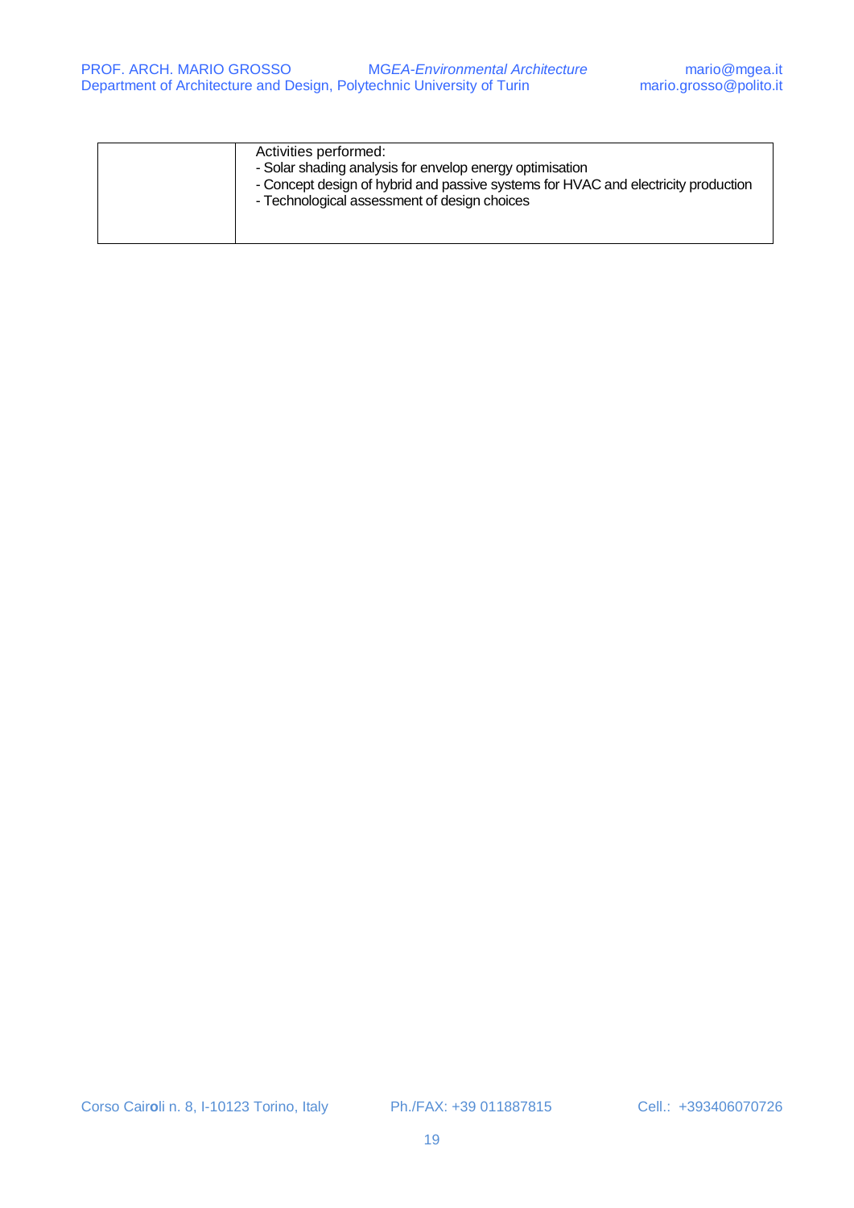|  | Activities performed:<br>- Solar shading analysis for envelop energy optimisation<br>- Concept design of hybrid and passive systems for HVAC and electricity production<br>- Technological assessment of design choices |
|---|---|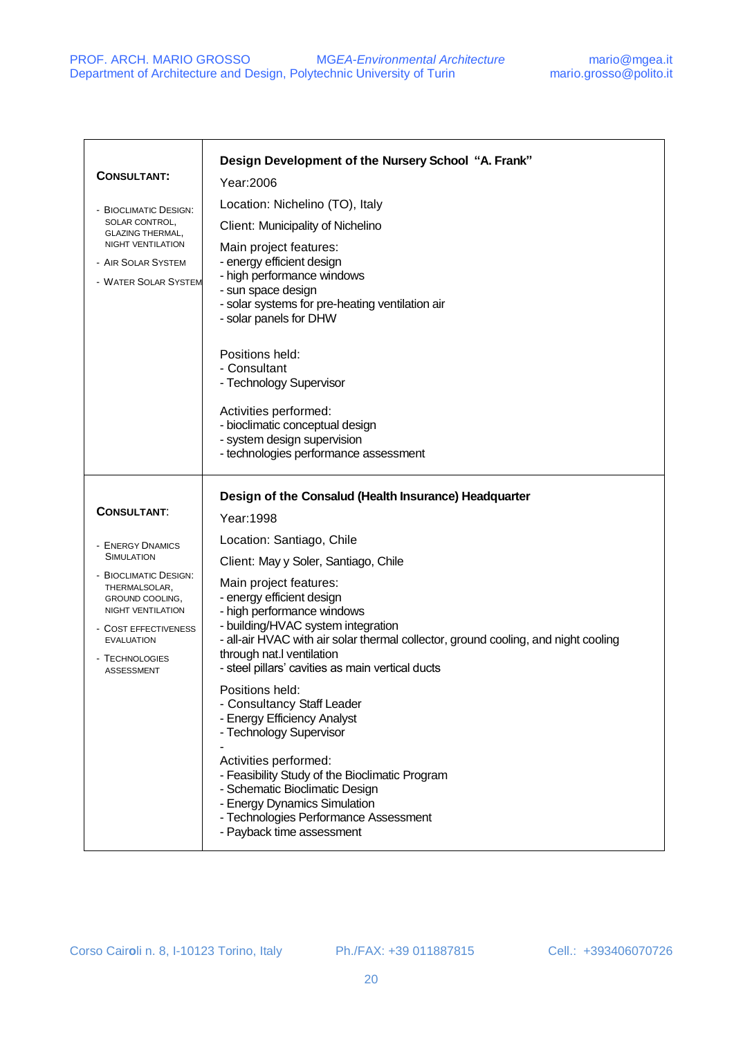| **CONSULTANT:**<br><br>- BIOCLIMATIC DESIGN: SOLAR CONTROL, GLAZING THERMAL, NIGHT VENTILATION<br>- AIR SOLAR SYSTEM<br>- WATER SOLAR SYSTEM | **Design Development of the Nursery School "A. Frank"**<br>Year:2006<br>Location: Nichelino (TO), Italy<br>Client: Municipality of Nichelino<br>Main project features:<br>- energy efficient design<br>- high performance windows<br>- sun space design<br>- solar systems for pre-heating ventilation air<br>- solar panels for DHW<br><br>Positions held:<br>- Consultant<br>- Technology Supervisor<br><br>Activities performed:<br>- bioclimatic conceptual design<br>- system design supervision<br>- technologies performance assessment |
|---|---|
| **CONSULTANT:**<br><br>- ENERGY DNAMICS SIMULATION<br>- BIOCLIMATIC DESIGN: THERMALSOLAR, GROUND COOLING, NIGHT VENTILATION<br>- COST EFFECTIVENESS EVALUATION<br>- TECHNOLOGIES ASSESSMENT | **Design of the Consalud (Health Insurance) Headquarter**<br>Year:1998<br>Location: Santiago, Chile<br>Client: May y Soler, Santiago, Chile<br>Main project features:<br>- energy efficient design<br>- high performance windows<br>- building/HVAC system integration<br>- all-air HVAC with air solar thermal collector, ground cooling, and night cooling through nat.l ventilation<br>- steel pillars' cavities as main vertical ducts<br><br>Positions held:<br>- Consultancy Staff Leader<br>- Energy Efficiency Analyst<br>- Technology Supervisor<br>-<br>Activities performed:<br>- Feasibility Study of the Bioclimatic Program<br>- Schematic Bioclimatic Design<br>- Energy Dynamics Simulation<br>- Technologies Performance Assessment<br>- Payback time assessment |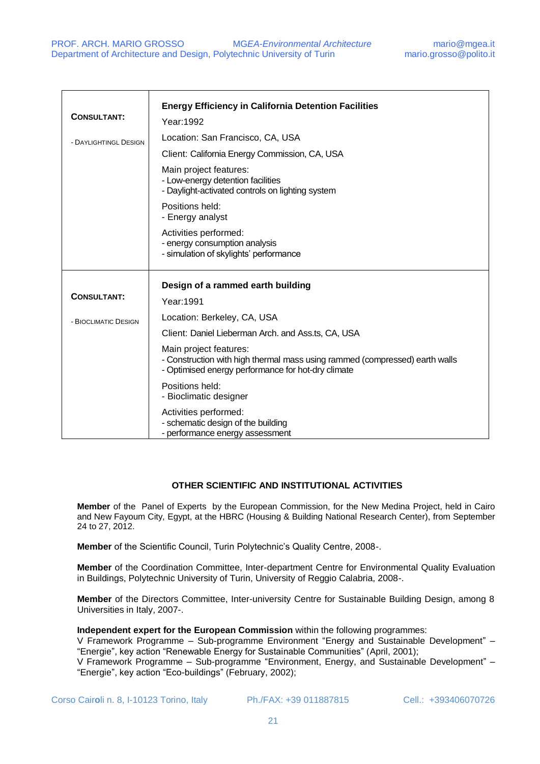| **CONSULTANT:**<br><br>- DAYLIGHTINGL DESIGN | **Energy Efficiency in California Detention Facilities**<br>Year:1992<br>Location: San Francisco, CA, USA<br>Client: California Energy Commission, CA, USA<br>Main project features:<br>- Low-energy detention facilities<br>- Daylight-activated controls on lighting system<br>Positions held:<br>- Energy analyst<br>Activities performed:<br>- energy consumption analysis<br>- simulation of skylights' performance |
|---|---|
| **CONSULTANT:**<br><br>- BIOCLIMATIC DESIGN | **Design of a rammed earth building**<br>Year:1991<br>Location: Berkeley, CA, USA<br>Client: Daniel Lieberman Arch. and Ass.ts, CA, USA<br>Main project features:<br>- Construction with high thermal mass using rammed (compressed) earth walls<br>- Optimised energy performance for hot-dry climate<br>Positions held:<br>- Bioclimatic designer<br>Activities performed:<br>- schematic design of the building<br>- performance energy assessment |

## OTHER SCIENTIFIC AND INSTITUTIONAL ACTIVITIES

**Member** of the Panel of Experts by the European Commission, for the New Medina Project, held in Cairo and New Fayoum City, Egypt, at the HBRC (Housing & Building National Research Center), from September 24 to 27, 2012.

**Member** of the Scientific Council, Turin Polytechnic's Quality Centre, 2008-.

**Member** of the Coordination Committee, Inter-department Centre for Environmental Quality Evaluation in Buildings, Polytechnic University of Turin, University of Reggio Calabria, 2008-.

**Member** of the Directors Committee, Inter-university Centre for Sustainable Building Design, among 8 Universities in Italy, 2007-.

**Independent expert for the European Commission** within the following programmes:
V Framework Programme – Sub-programme Environment "Energy and Sustainable Development" – "Energie", key action "Renewable Energy for Sustainable Communities" (April, 2001);
V Framework Programme – Sub-programme "Environment, Energy, and Sustainable Development" – "Energie", key action "Eco-buildings" (February, 2002);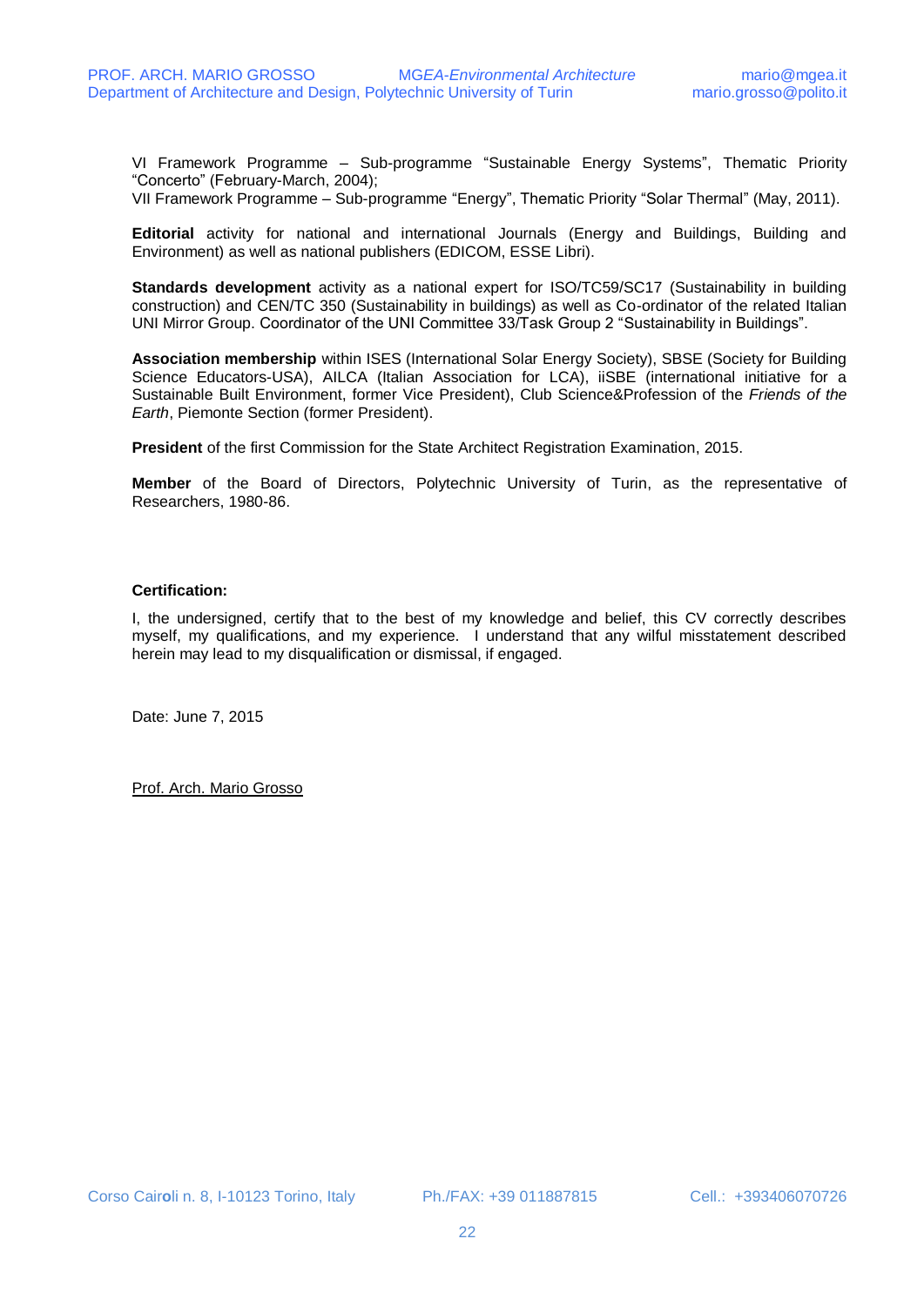VI Framework Programme – Sub-programme “Sustainable Energy Systems”, Thematic Priority “Concerto” (February-March, 2004);
VII Framework Programme – Sub-programme “Energy”, Thematic Priority “Solar Thermal” (May, 2011).

**Editorial** activity for national and international Journals (Energy and Buildings, Building and Environment) as well as national publishers (EDICOM, ESSE Libri).

**Standards development** activity as a national expert for ISO/TC59/SC17 (Sustainability in building construction) and CEN/TC 350 (Sustainability in buildings) as well as Co-ordinator of the related Italian UNI Mirror Group. Coordinator of the UNI Committee 33/Task Group 2 “Sustainability in Buildings”.

**Association membership** within ISES (International Solar Energy Society), SBSE (Society for Building Science Educators-USA), AILCA (Italian Association for LCA), iiSBE (international initiative for a Sustainable Built Environment, former Vice President), Club Science&Profession of the *Friends of the Earth*, Piemonte Section (former President).

**President** of the first Commission for the State Architect Registration Examination, 2015.

**Member** of the Board of Directors, Polytechnic University of Turin, as the representative of Researchers, 1980-86.

**Certification:**

I, the undersigned, certify that to the best of my knowledge and belief, this CV correctly describes myself, my qualifications, and my experience. I understand that any wilful misstatement described herein may lead to my disqualification or dismissal, if engaged.

Date: June 7, 2015

Prof. Arch. Mario Grosso